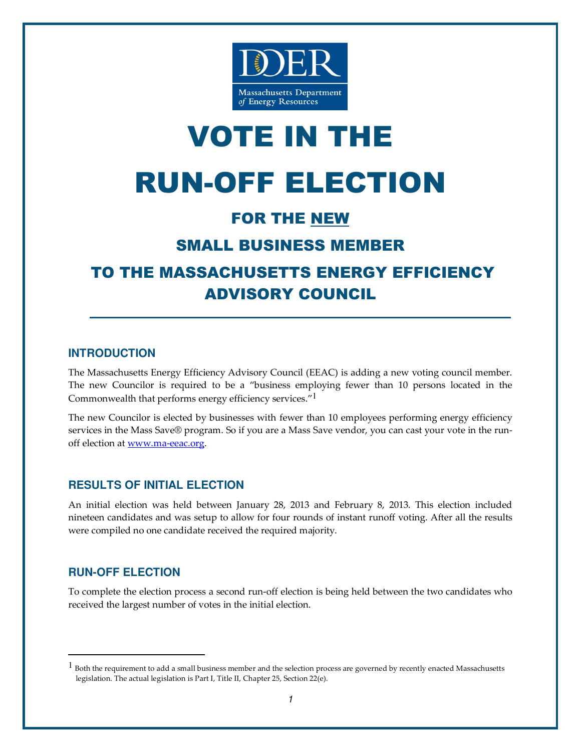DOER

Massachusetts Department *of* Energy Resources

# VOTE IN THE RUN-OFF ELECTION

## FOR THE NEW SMALL BUSINESS MEMBER TO THE MASSACHUSETTS ENERGY EFFICIENCY ADVISORY COUNCIL

---

### INTRODUCTION

The Massachusetts Energy Efficiency Advisory Council (EEAC) is adding a new voting council member. The new Councilor is required to be a "business employing fewer than 10 persons located in the Commonwealth that performs energy efficiency services."[1]

The new Councilor is elected by businesses with fewer than 10 employees performing energy efficiency services in the Mass Save® program. So if you are a Mass Save vendor, you can cast your vote in the run-off election at www.ma-eeac.org.

### RESULTS OF INITIAL ELECTION

An initial election was held between January 28, 2013 and February 8, 2013. This election included nineteen candidates and was setup to allow for four rounds of instant runoff voting. After all the results were compiled no one candidate received the required majority.

### RUN-OFF ELECTION

To complete the election process a second run-off election is being held between the two candidates who received the largest number of votes in the initial election.

---

[1] Both the requirement to add a small business member and the selection process are governed by recently enacted Massachusetts legislation. The actual legislation is Part I, Title II, Chapter 25, Section 22(e).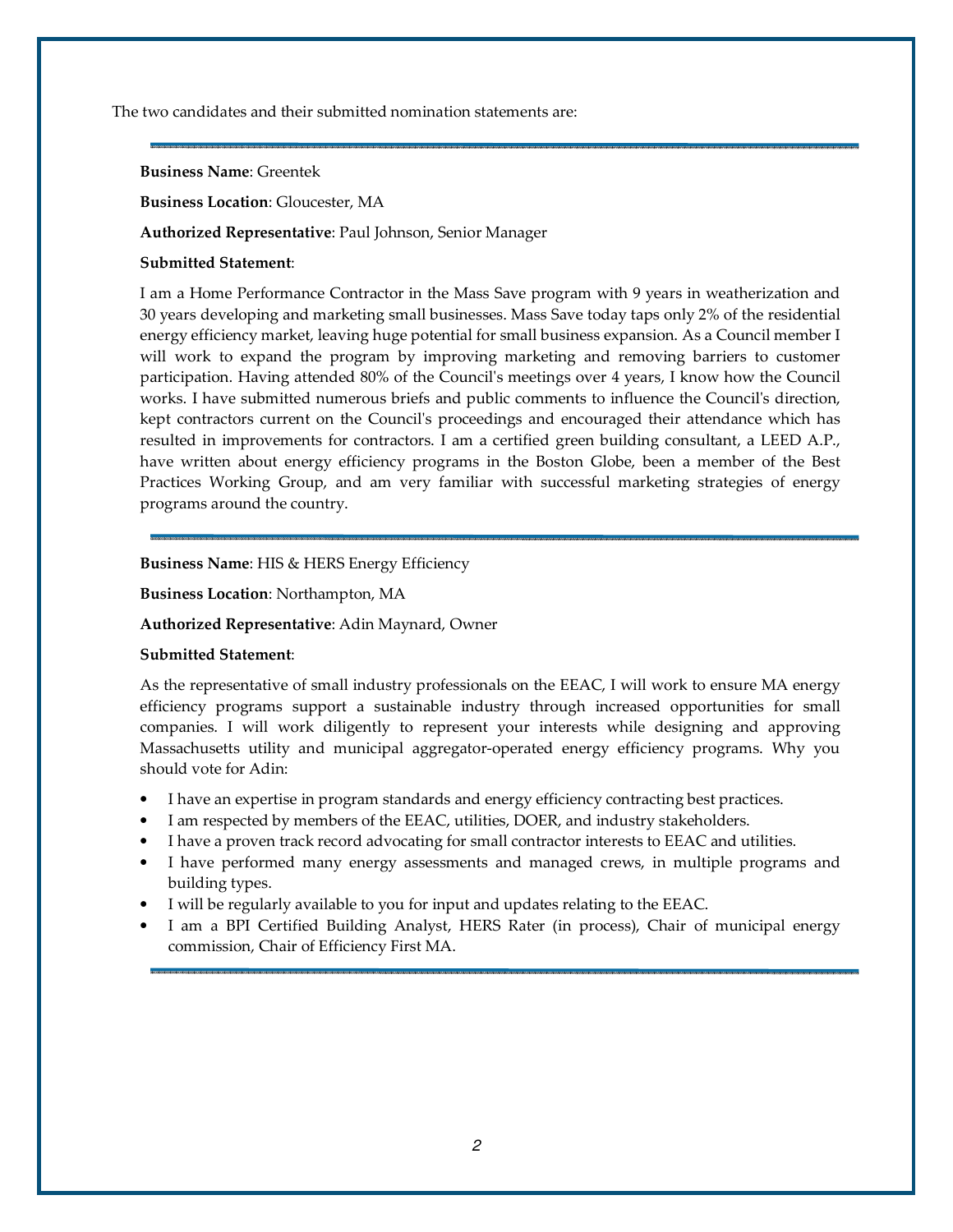The two candidates and their submitted nomination statements are:

---

**Business Name**: Greentek

**Business Location**: Gloucester, MA

**Authorized Representative**: Paul Johnson, Senior Manager

**Submitted Statement**:

I am a Home Performance Contractor in the Mass Save program with 9 years in weatherization and 30 years developing and marketing small businesses. Mass Save today taps only 2% of the residential energy efficiency market, leaving huge potential for small business expansion. As a Council member I will work to expand the program by improving marketing and removing barriers to customer participation. Having attended 80% of the Council's meetings over 4 years, I know how the Council works. I have submitted numerous briefs and public comments to influence the Council's direction, kept contractors current on the Council's proceedings and encouraged their attendance which has resulted in improvements for contractors. I am a certified green building consultant, a LEED A.P., have written about energy efficiency programs in the Boston Globe, been a member of the Best Practices Working Group, and am very familiar with successful marketing strategies of energy programs around the country.

---

**Business Name**: HIS & HERS Energy Efficiency

**Business Location**: Northampton, MA

**Authorized Representative**: Adin Maynard, Owner

**Submitted Statement**:

As the representative of small industry professionals on the EEAC, I will work to ensure MA energy efficiency programs support a sustainable industry through increased opportunities for small companies. I will work diligently to represent your interests while designing and approving Massachusetts utility and municipal aggregator-operated energy efficiency programs. Why you should vote for Adin:

- I have an expertise in program standards and energy efficiency contracting best practices.
- I am respected by members of the EEAC, utilities, DOER, and industry stakeholders.
- I have a proven track record advocating for small contractor interests to EEAC and utilities.
- I have performed many energy assessments and managed crews, in multiple programs and building types.
- I will be regularly available to you for input and updates relating to the EEAC.
- I am a BPI Certified Building Analyst, HERS Rater (in process), Chair of municipal energy commission, Chair of Efficiency First MA.

---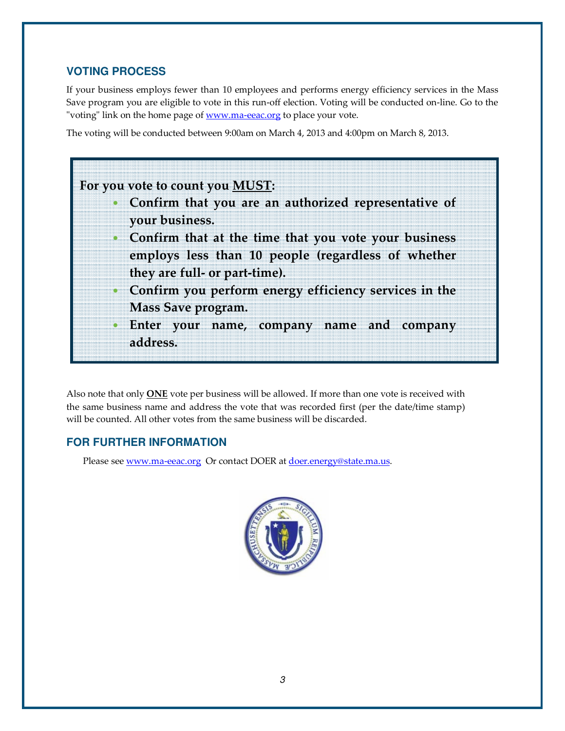## VOTING PROCESS

If your business employs fewer than 10 employees and performs energy efficiency services in the Mass Save program you are eligible to vote in this run-off election. Voting will be conducted on-line. Go to the "voting" link on the home page of www.ma-eeac.org to place your vote.

The voting will be conducted between 9:00am on March 4, 2013 and 4:00pm on March 8, 2013.

**For you vote to count you MUST:**

- **Confirm that you are an authorized representative of your business.**
- **Confirm that at the time that you vote your business employs less than 10 people (regardless of whether they are full- or part-time).**
- **Confirm you perform energy efficiency services in the Mass Save program.**
- **Enter your name, company name and company address.**

Also note that only **ONE** vote per business will be allowed. If more than one vote is received with the same business name and address the vote that was recorded first (per the date/time stamp) will be counted. All other votes from the same business will be discarded.

## FOR FURTHER INFORMATION

Please see www.ma-eeac.org Or contact DOER at doer.energy@state.ma.us.